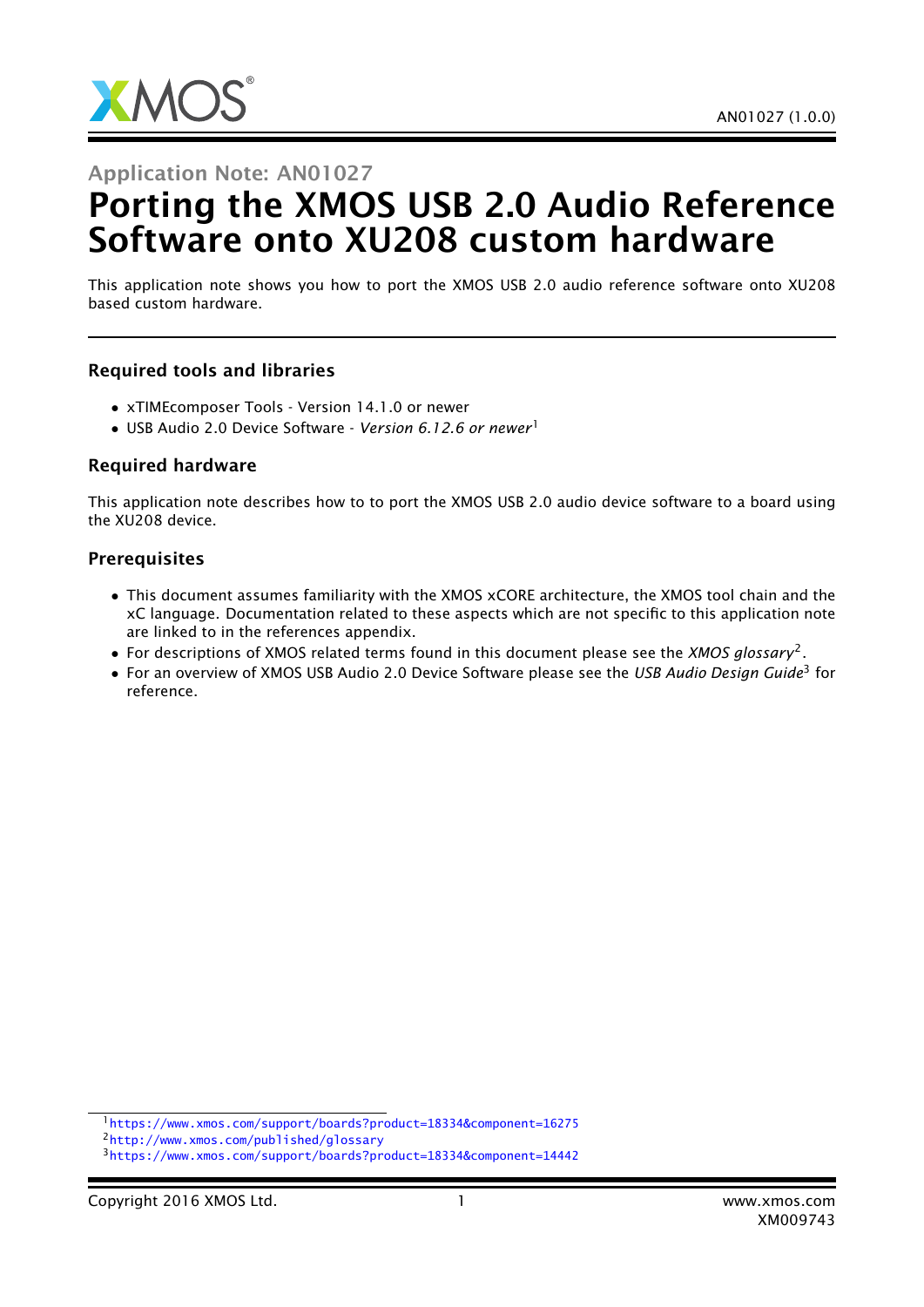Application Note: AN01027

# Porting the XMOS USB 2.0 Audio Reference Software onto XU208 custom hardware

This application note shows you how to port the XMOS USB 2.0 audio reference software onto XU208 based custom hardware.

### Required tools and libraries

- xTIMEcomposer Tools - Version 14.1.0 or newer
- USB Audio 2.0 Device Software - *Version 6.12.6 or newer*[1]

### Required hardware

This application note describes how to to port the XMOS USB 2.0 audio device software to a board using the XU208 device.

### Prerequisites

- This document assumes familiarity with the XMOS xCORE architecture, the XMOS tool chain and the xC language. Documentation related to these aspects which are not specific to this application note are linked to in the references appendix.
- For descriptions of XMOS related terms found in this document please see the *XMOS glossary*[2].
- For an overview of XMOS USB Audio 2.0 Device Software please see the *USB Audio Design Guide*[3] for reference.

[1] https://www.xmos.com/support/boards?product=18334&component=16275

[2] http://www.xmos.com/published/glossary

[3] https://www.xmos.com/support/boards?product=18334&component=14442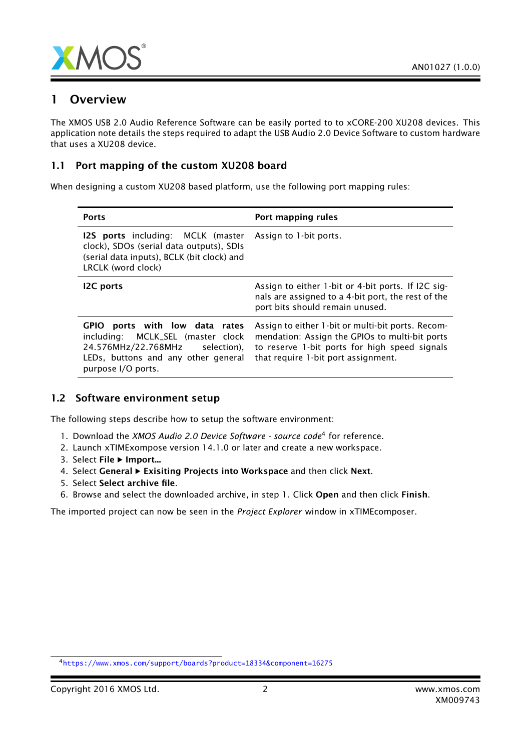# 1 Overview

The XMOS USB 2.0 Audio Reference Software can be easily ported to to xCORE-200 XU208 devices. This application note details the steps required to adapt the USB Audio 2.0 Device Software to custom hardware that uses a XU208 device.

## 1.1 Port mapping of the custom XU208 board

When designing a custom XU208 based platform, use the following port mapping rules:

| Ports | Port mapping rules |
|---|---|
| **I2S ports** including: MCLK (master clock), SDOs (serial data outputs), SDIs (serial data inputs), BCLK (bit clock) and LRCLK (word clock) | Assign to 1-bit ports. |
| **I2C ports** | Assign to either 1-bit or 4-bit ports. If I2C signals are assigned to a 4-bit port, the rest of the port bits should remain unused. |
| **GPIO ports with low data rates** including: MCLK_SEL (master clock 24.576MHz/22.768MHz selection), LEDs, buttons and any other general purpose I/O ports. | Assign to either 1-bit or multi-bit ports. Recommendation: Assign the GPIOs to multi-bit ports to reserve 1-bit ports for high speed signals that require 1-bit port assignment. |

## 1.2 Software environment setup

The following steps describe how to setup the software environment:

1. Download the *XMOS Audio 2.0 Device Software - source code*[4] for reference.
2. Launch xTIMExompose version 14.1.0 or later and create a new workspace.
3. Select **File ▸ Import...**
4. Select **General ▸ Exisiting Projects into Workspace** and then click **Next**.
5. Select **Select archive file**.
6. Browse and select the downloaded archive, in step 1. Click **Open** and then click **Finish**.

The imported project can now be seen in the *Project Explorer* window in xTIMEcomposer.

[4] https://www.xmos.com/support/boards?product=18334&component=16275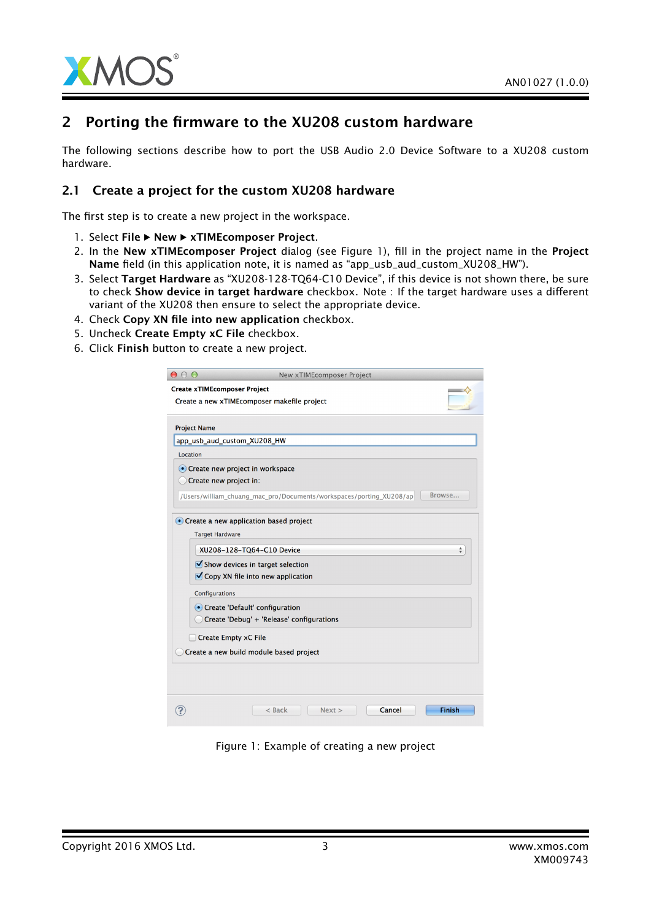# 2 Porting the firmware to the XU208 custom hardware

The following sections describe how to port the USB Audio 2.0 Device Software to a XU208 custom hardware.

## 2.1 Create a project for the custom XU208 hardware

The first step is to create a new project in the workspace.

1. Select **File ▶ New ▶ xTIMEcomposer Project**.
2. In the **New xTIMEcomposer Project** dialog (see Figure 1), fill in the project name in the **Project Name** field (in this application note, it is named as "app_usb_aud_custom_XU208_HW").
3. Select **Target Hardware** as "XU208-128-TQ64-C10 Device", if this device is not shown there, be sure to check **Show device in target hardware** checkbox. Note : If the target hardware uses a different variant of the XU208 then ensure to select the appropriate device.
4. Check **Copy XN file into new application** checkbox.
5. Uncheck **Create Empty xC File** checkbox.
6. Click **Finish** button to create a new project.

Figure 1: Example of creating a new project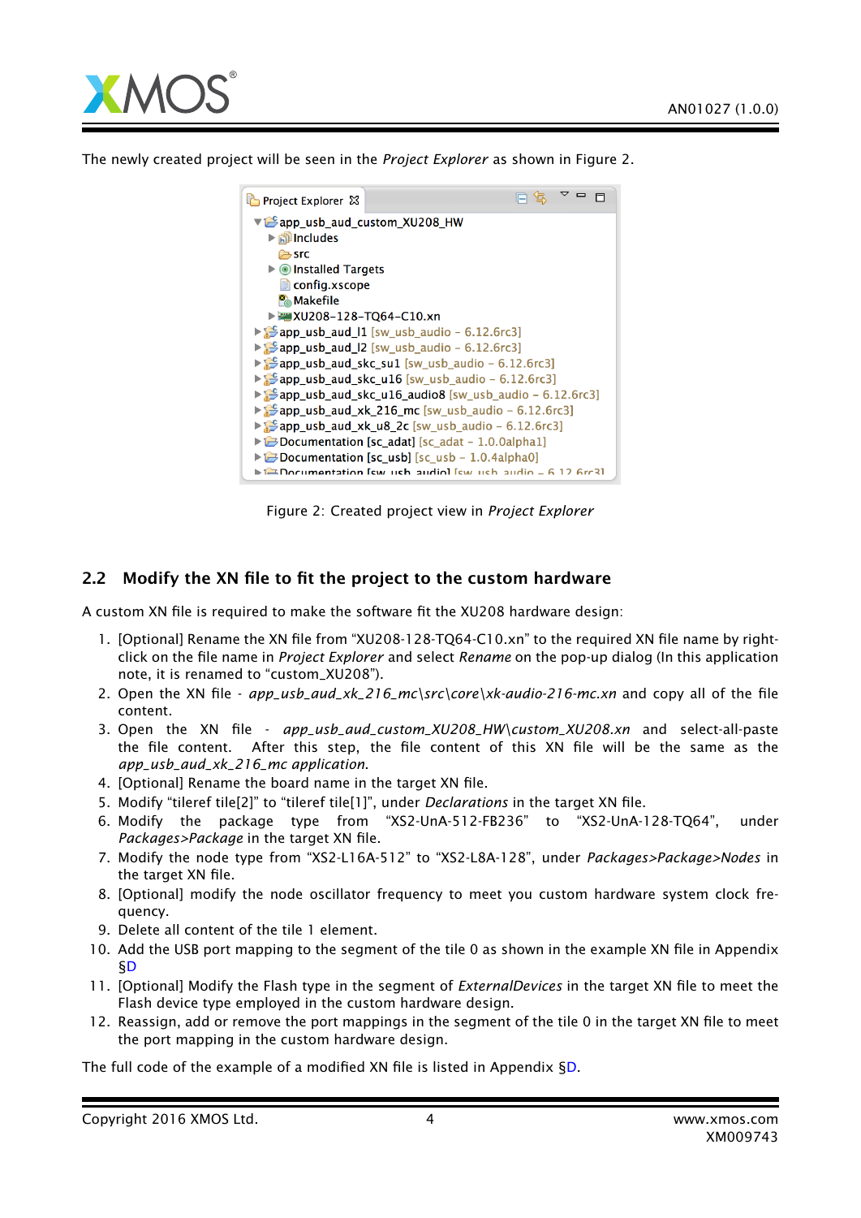The newly created project will be seen in the *Project Explorer* as shown in Figure 2.

Figure 2: Created project view in *Project Explorer*

## 2.2 Modify the XN file to fit the project to the custom hardware

A custom XN file is required to make the software fit the XU208 hardware design:

1. [Optional] Rename the XN file from "XU208-128-TQ64-C10.xn" to the required XN file name by right-click on the file name in *Project Explorer* and select *Rename* on the pop-up dialog (In this application note, it is renamed to "custom_XU208").
2. Open the XN file - *app_usb_aud_xk_216_mc\src\core\xk-audio-216-mc.xn* and copy all of the file content.
3. Open the XN file - *app_usb_aud_custom_XU208_HW\custom_XU208.xn* and select-all-paste the file content. After this step, the file content of this XN file will be the same as the *app_usb_aud_xk_216_mc application.*
4. [Optional] Rename the board name in the target XN file.
5. Modify "tileref tile[2]" to "tileref tile[1]", under *Declarations* in the target XN file.
6. Modify the package type from "XS2-UnA-512-FB236" to "XS2-UnA-128-TQ64", under *Packages>Package* in the target XN file.
7. Modify the node type from "XS2-L16A-512" to "XS2-L8A-128", under *Packages>Package>Nodes* in the target XN file.
8. [Optional] modify the node oscillator frequency to meet you custom hardware system clock frequency.
9. Delete all content of the tile 1 element.
10. Add the USB port mapping to the segment of the tile 0 as shown in the example XN file in Appendix §D
11. [Optional] Modify the Flash type in the segment of *ExternalDevices* in the target XN file to meet the Flash device type employed in the custom hardware design.
12. Reassign, add or remove the port mappings in the segment of the tile 0 in the target XN file to meet the port mapping in the custom hardware design.

The full code of the example of a modified XN file is listed in Appendix §D.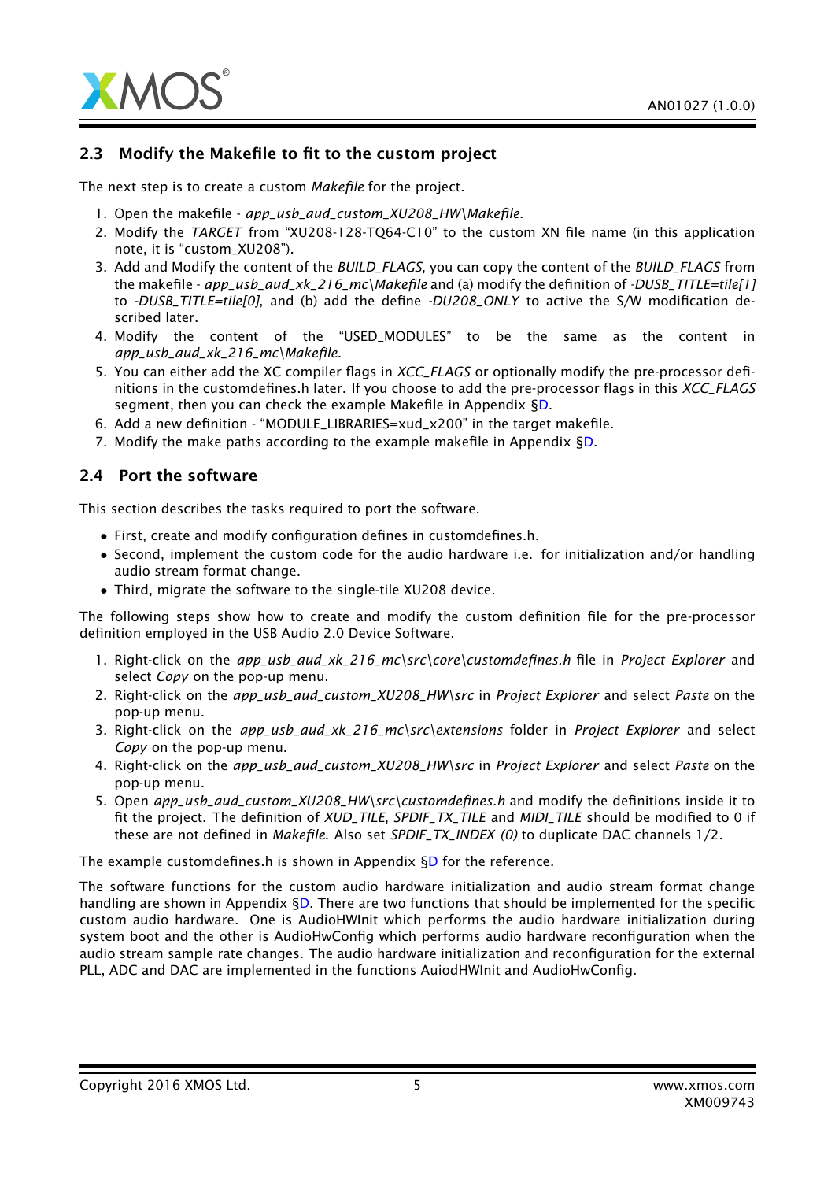## 2.3 Modify the Makefile to fit to the custom project

The next step is to create a custom *Makefile* for the project.

1. Open the makefile - *app_usb_aud_custom_XU208_HW\Makefile*.
2. Modify the *TARGET* from "XU208-128-TQ64-C10" to the custom XN file name (in this application note, it is "custom_XU208").
3. Add and Modify the content of the *BUILD_FLAGS*, you can copy the content of the *BUILD_FLAGS* from the makefile - *app_usb_aud_xk_216_mc\Makefile* and (a) modify the definition of *-DUSB_TITLE=tile[1]* to *-DUSB_TITLE=tile[0]*, and (b) add the define *-DU208_ONLY* to active the S/W modification described later.
4. Modify the content of the "USED_MODULES" to be the same as the content in *app_usb_aud_xk_216_mc\Makefile*.
5. You can either add the XC compiler flags in *XCC_FLAGS* or optionally modify the pre-processor definitions in the customdefines.h later. If you choose to add the pre-processor flags in this *XCC_FLAGS* segment, then you can check the example Makefile in Appendix §D.
6. Add a new definition - "MODULE_LIBRARIES=xud_x200" in the target makefile.
7. Modify the make paths according to the example makefile in Appendix §D.

## 2.4 Port the software

This section describes the tasks required to port the software.

- First, create and modify configuration defines in customdefines.h.
- Second, implement the custom code for the audio hardware i.e. for initialization and/or handling audio stream format change.
- Third, migrate the software to the single-tile XU208 device.

The following steps show how to create and modify the custom definition file for the pre-processor definition employed in the USB Audio 2.0 Device Software.

1. Right-click on the *app_usb_aud_xk_216_mc\src\core\customdefines.h* file in *Project Explorer* and select *Copy* on the pop-up menu.
2. Right-click on the *app_usb_aud_custom_XU208_HW\src* in *Project Explorer* and select *Paste* on the pop-up menu.
3. Right-click on the *app_usb_aud_xk_216_mc\src\extensions* folder in *Project Explorer* and select *Copy* on the pop-up menu.
4. Right-click on the *app_usb_aud_custom_XU208_HW\src* in *Project Explorer* and select *Paste* on the pop-up menu.
5. Open *app_usb_aud_custom_XU208_HW\src\customdefines.h* and modify the definitions inside it to fit the project. The definition of *XUD_TILE*, *SPDIF_TX_TILE* and *MIDI_TILE* should be modified to 0 if these are not defined in *Makefile*. Also set *SPDIF_TX_INDEX (0)* to duplicate DAC channels 1/2.

The example customdefines.h is shown in Appendix §D for the reference.

The software functions for the custom audio hardware initialization and audio stream format change handling are shown in Appendix §D. There are two functions that should be implemented for the specific custom audio hardware. One is AudioHWInit which performs the audio hardware initialization during system boot and the other is AudioHwConfig which performs audio hardware reconfiguration when the audio stream sample rate changes. The audio hardware initialization and reconfiguration for the external PLL, ADC and DAC are implemented in the functions AuiodHWInit and AudioHwConfig.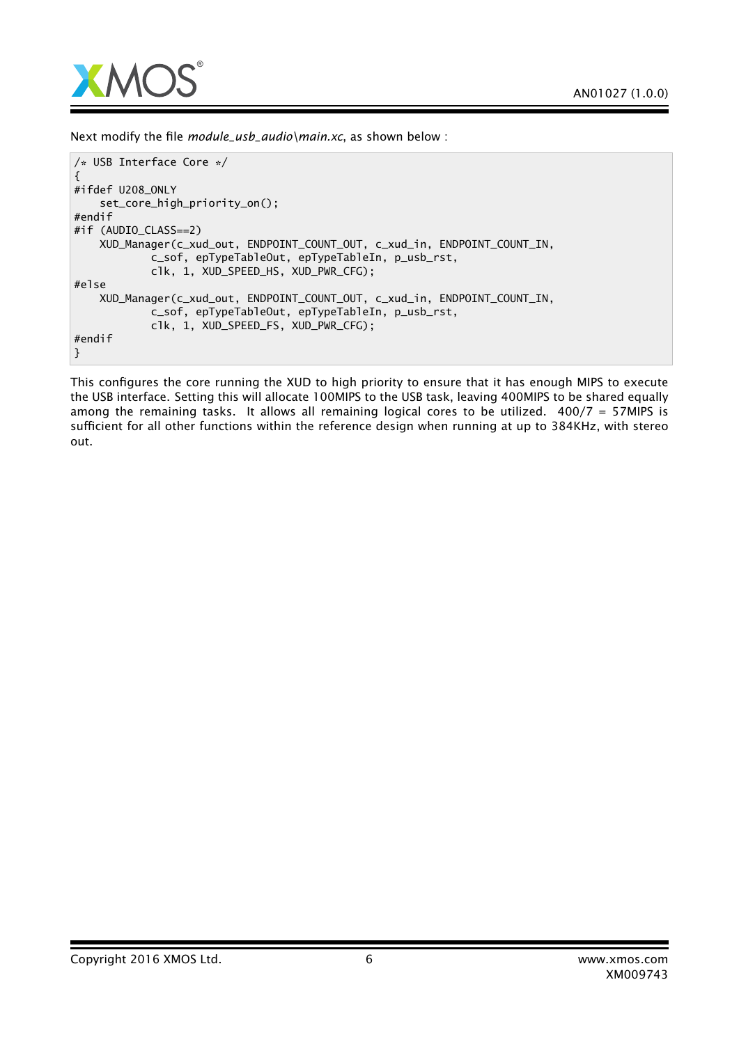Next modify the file *module_usb_audio\main.xc*, as shown below :

```
/* USB Interface Core */
{
#ifdef U208_ONLY
    set_core_high_priority_on();
#endif
#if (AUDIO_CLASS==2)
    XUD_Manager(c_xud_out, ENDPOINT_COUNT_OUT, c_xud_in, ENDPOINT_COUNT_IN,
            c_sof, epTypeTableOut, epTypeTableIn, p_usb_rst,
            clk, 1, XUD_SPEED_HS, XUD_PWR_CFG);
#else
    XUD_Manager(c_xud_out, ENDPOINT_COUNT_OUT, c_xud_in, ENDPOINT_COUNT_IN,
            c_sof, epTypeTableOut, epTypeTableIn, p_usb_rst,
            clk, 1, XUD_SPEED_FS, XUD_PWR_CFG);
#endif
}
```

This configures the core running the XUD to high priority to ensure that it has enough MIPS to execute the USB interface. Setting this will allocate 100MIPS to the USB task, leaving 400MIPS to be shared equally among the remaining tasks. It allows all remaining logical cores to be utilized. 400/7 = 57MIPS is sufficient for all other functions within the reference design when running at up to 384KHz, with stereo out.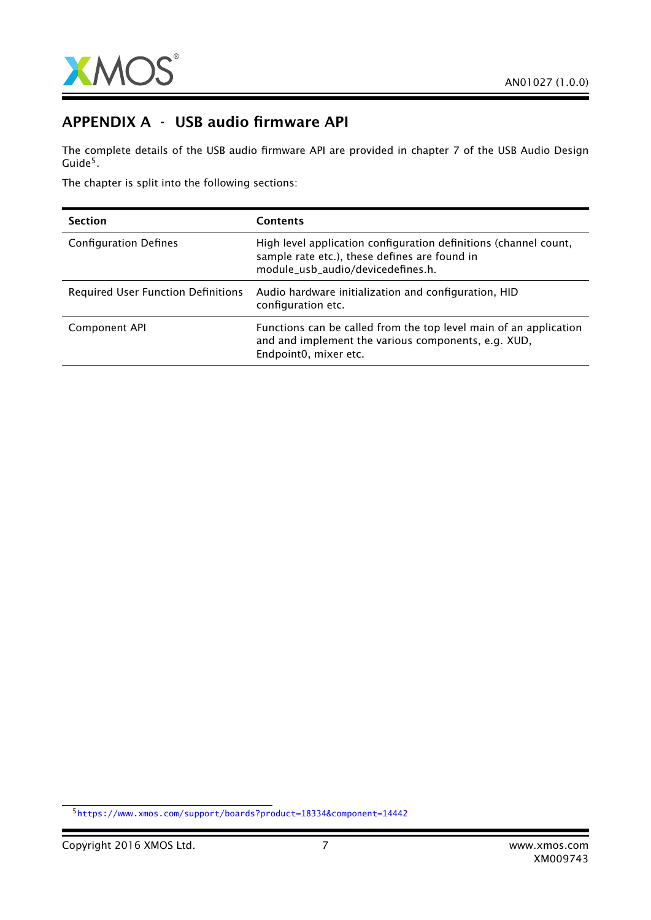# APPENDIX A - USB audio firmware API

The complete details of the USB audio firmware API are provided in chapter 7 of the USB Audio Design Guide[5].

The chapter is split into the following sections:

| Section | Contents |
| --- | --- |
| Configuration Defines | High level application configuration definitions (channel count, sample rate etc.), these defines are found in module_usb_audio/devicedefines.h. |
| Required User Function Definitions | Audio hardware initialization and configuration, HID configuration etc. |
| Component API | Functions can be called from the top level main of an application and and implement the various components, e.g. XUD, Endpoint0, mixer etc. |

[5] https://www.xmos.com/support/boards?product=18334&component=14442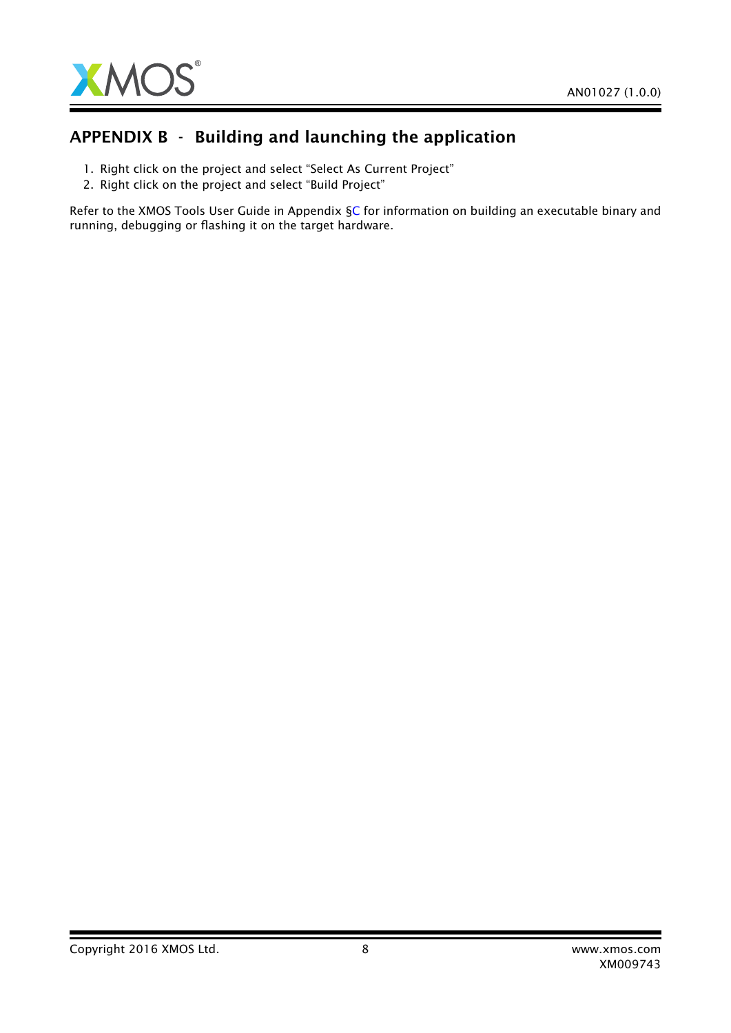## APPENDIX B - Building and launching the application

1. Right click on the project and select "Select As Current Project"
2. Right click on the project and select "Build Project"

Refer to the XMOS Tools User Guide in Appendix §C for information on building an executable binary and running, debugging or flashing it on the target hardware.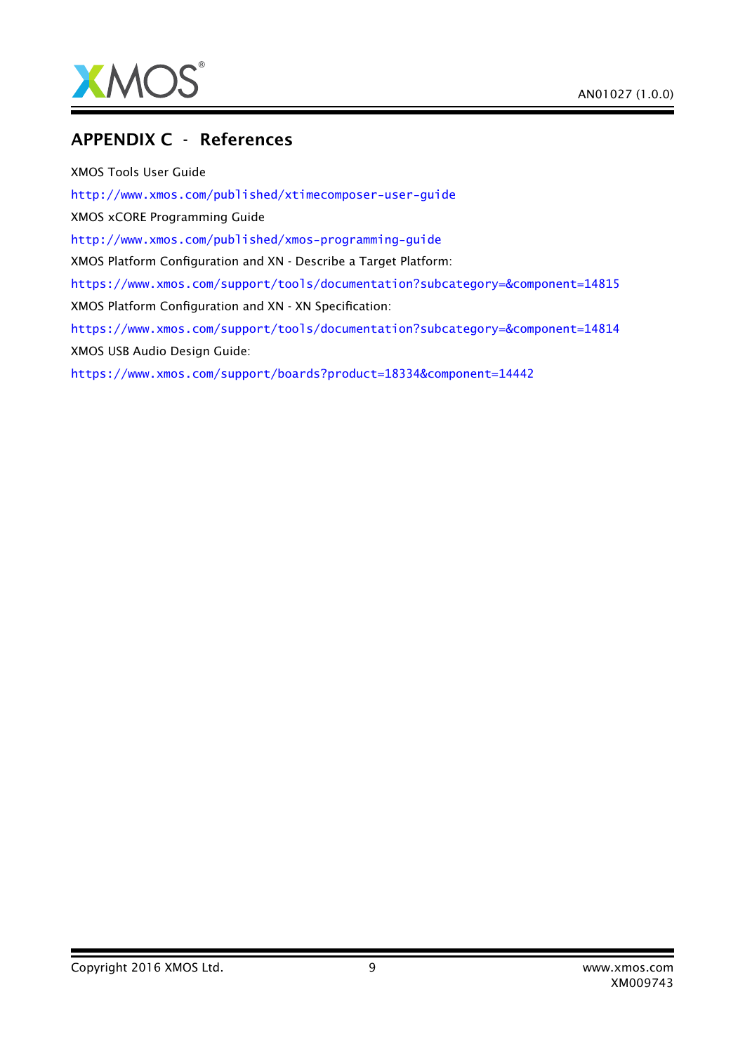# APPENDIX C - References

XMOS Tools User Guide

http://www.xmos.com/published/xtimecomposer-user-guide

XMOS xCORE Programming Guide

http://www.xmos.com/published/xmos-programming-guide

XMOS Platform Configuration and XN - Describe a Target Platform:

https://www.xmos.com/support/tools/documentation?subcategory=&component=14815

XMOS Platform Configuration and XN - XN Specification:

https://www.xmos.com/support/tools/documentation?subcategory=&component=14814

XMOS USB Audio Design Guide:

https://www.xmos.com/support/boards?product=18334&component=14442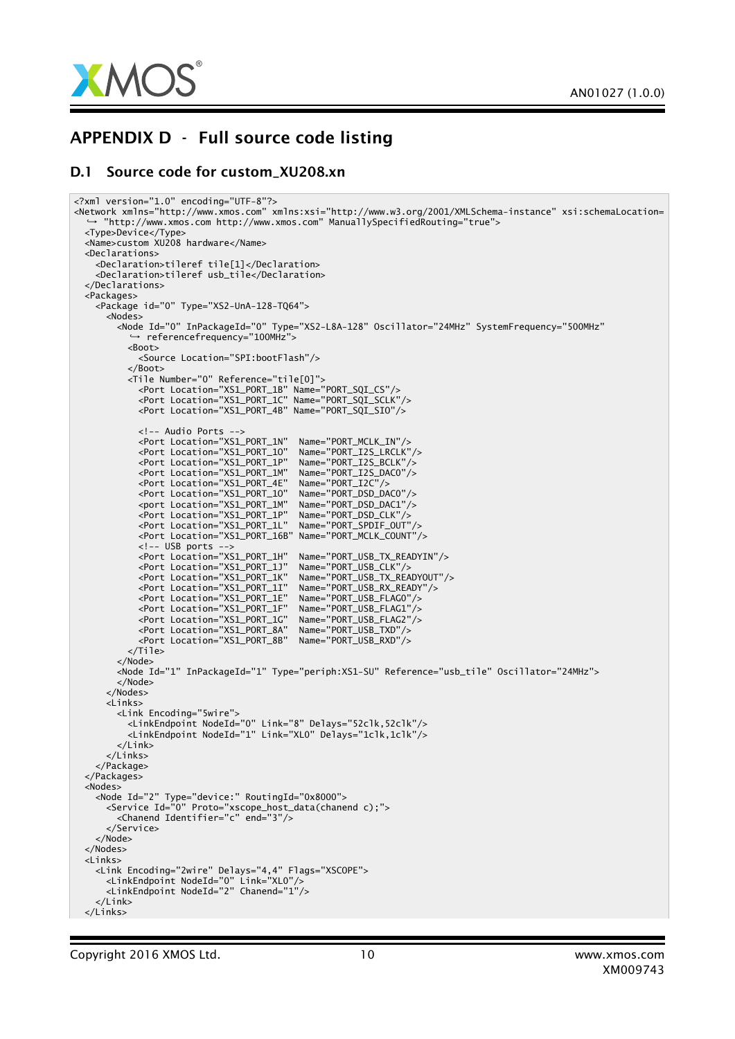# APPENDIX D - Full source code listing

## D.1 Source code for custom_XU208.xn

```
<?xml version="1.0" encoding="UTF-8"?>
<Network xmlns="http://www.xmos.com" xmlns:xsi="http://www.w3.org/2001/XMLSchema-instance" xsi:schemaLocation=
  ↪ "http://www.xmos.com http://www.xmos.com" ManuallySpecifiedRouting="true">
  <Type>Device</Type>
  <Name>custom XU208 hardware</Name>
  <Declarations>
    <Declaration>tileref tile[1]</Declaration>
    <Declaration>tileref usb_tile</Declaration>
  </Declarations>
  <Packages>
    <Package id="0" Type="XS2-UnA-128-TQ64">
      <Nodes>
        <Node Id="0" InPackageId="0" Type="XS2-L8A-128" Oscillator="24MHz" SystemFrequency="500MHz"
          ↪ referencefrequency="100MHz">
          <Boot>
            <Source Location="SPI:bootFlash"/>
          </Boot>
          <Tile Number="0" Reference="tile[0]">
            <Port Location="XS1_PORT_1B" Name="PORT_SQI_CS"/>
            <Port Location="XS1_PORT_1C" Name="PORT_SQI_SCLK"/>
            <Port Location="XS1_PORT_4B" Name="PORT_SQI_SIO"/>

            <!-- Audio Ports -->
            <Port Location="XS1_PORT_1N"  Name="PORT_MCLK_IN"/>
            <Port Location="XS1_PORT_1O"  Name="PORT_I2S_LRCLK"/>
            <Port Location="XS1_PORT_1P"  Name="PORT_I2S_BCLK"/>
            <Port Location="XS1_PORT_1M"  Name="PORT_I2S_DAC0"/>
            <Port Location="XS1_PORT_4E"  Name="PORT_I2C"/>
            <Port Location="XS1_PORT_1O"  Name="PORT_DSD_DAC0"/>
            <port Location="XS1_PORT_1M"  Name="PORT_DSD_DAC1"/>
            <Port Location="XS1_PORT_1P"  Name="PORT_DSD_CLK"/>
            <Port Location="XS1_PORT_1L"  Name="PORT_SPDIF_OUT"/>
            <Port Location="XS1_PORT_16B" Name="PORT_MCLK_COUNT"/>
            <!-- USB ports -->
            <Port Location="XS1_PORT_1H"  Name="PORT_USB_TX_READYIN"/>
            <Port Location="XS1_PORT_1J"  Name="PORT_USB_CLK"/>
            <Port Location="XS1_PORT_1K"  Name="PORT_USB_TX_READYOUT"/>
            <Port Location="XS1_PORT_1I"  Name="PORT_USB_RX_READY"/>
            <Port Location="XS1_PORT_1E"  Name="PORT_USB_FLAG0"/>
            <Port Location="XS1_PORT_1F"  Name="PORT_USB_FLAG1"/>
            <Port Location="XS1_PORT_1G"  Name="PORT_USB_FLAG2"/>
            <Port Location="XS1_PORT_8A"  Name="PORT_USB_TXD"/>
            <Port Location="XS1_PORT_8B"  Name="PORT_USB_RXD"/>
          </Tile>
        </Node>
        <Node Id="1" InPackageId="1" Type="periph:XS1-SU" Reference="usb_tile" Oscillator="24MHz">
        </Node>
      </Nodes>
      <Links>
        <Link Encoding="5wire">
          <LinkEndpoint NodeId="0" Link="8" Delays="52clk,52clk"/>
          <LinkEndpoint NodeId="1" Link="XL0" Delays="1clk,1clk"/>
        </Link>
      </Links>
    </Package>
  </Packages>
  <Nodes>
    <Node Id="2" Type="device:" RoutingId="0x8000">
      <Service Id="0" Proto="xscope_host_data(chanend c);">
        <Chanend Identifier="c" end="3"/>
      </Service>
    </Node>
  </Nodes>
  <Links>
    <Link Encoding="2wire" Delays="4,4" Flags="XSCOPE">
      <LinkEndpoint NodeId="0" Link="XL0"/>
      <LinkEndpoint NodeId="2" Chanend="1"/>
    </Link>
  </Links>
```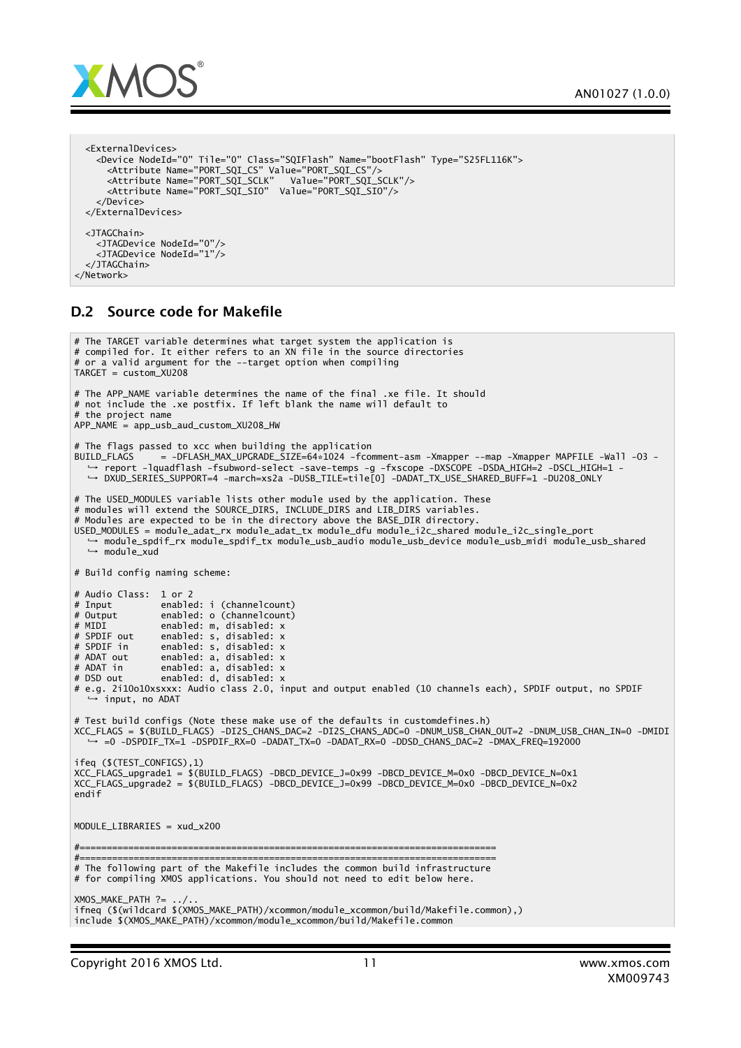```
  <ExternalDevices>
    <Device NodeId="0" Tile="0" Class="SQIFlash" Name="bootFlash" Type="S25FL116K">
      <Attribute Name="PORT_SQI_CS" Value="PORT_SQI_CS"/>
      <Attribute Name="PORT_SQI_SCLK"   Value="PORT_SQI_SCLK"/>
      <Attribute Name="PORT_SQI_SIO"  Value="PORT_SQI_SIO"/>
    </Device>
  </ExternalDevices>

  <JTAGChain>
    <JTAGDevice NodeId="0"/>
    <JTAGDevice NodeId="1"/>
  </JTAGChain>
</Network>
```

## D.2 Source code for Makefile

```
# The TARGET variable determines what target system the application is
# compiled for. It either refers to an XN file in the source directories
# or a valid argument for the --target option when compiling
TARGET = custom_XU208

# The APP_NAME variable determines the name of the final .xe file. It should
# not include the .xe postfix. If left blank the name will default to
# the project name
APP_NAME = app_usb_aud_custom_XU208_HW

# The flags passed to xcc when building the application
BUILD_FLAGS     = -DFLASH_MAX_UPGRADE_SIZE=64*1024 -fcomment-asm -Xmapper --map -Xmapper MAPFILE -Wall -O3 -
  ↪ report -lquadflash -fsubword-select -save-temps -g -fxscope -DXSCOPE -DSDA_HIGH=2 -DSCL_HIGH=1 -
  ↪ DXUD_SERIES_SUPPORT=4 -march=xs2a -DUSB_TILE=tile[0] -DADAT_TX_USE_SHARED_BUFF=1 -DU208_ONLY

# The USED_MODULES variable lists other module used by the application. These
# modules will extend the SOURCE_DIRS, INCLUDE_DIRS and LIB_DIRS variables.
# Modules are expected to be in the directory above the BASE_DIR directory.
USED_MODULES = module_adat_rx module_adat_tx module_dfu module_i2c_shared module_i2c_single_port
  ↪ module_spdif_rx module_spdif_tx module_usb_audio module_usb_device module_usb_midi module_usb_shared
  ↪ module_xud

# Build config naming scheme:

# Audio Class:  1 or 2
# Input         enabled: i (channelcount)
# Output        enabled: o (channelcount)
# MIDI          enabled: m, disabled: x
# SPDIF out     enabled: s, disabled: x
# SPDIF in      enabled: s, disabled: x
# ADAT out      enabled: a, disabled: x
# ADAT in       enabled: a, disabled: x
# DSD out       enabled: d, disabled: x
# e.g. 2i10o10xsxxx: Audio class 2.0, input and output enabled (10 channels each), SPDIF output, no SPDIF
  ↪ input, no ADAT

# Test build configs (Note these make use of the defaults in customdefines.h)
XCC_FLAGS = $(BUILD_FLAGS) -DI2S_CHANS_DAC=2 -DI2S_CHANS_ADC=0 -DNUM_USB_CHAN_OUT=2 -DNUM_USB_CHAN_IN=0 -DMIDI
  ↪ =0 -DSPDIF_TX=1 -DSPDIF_RX=0 -DADAT_TX=0 -DADAT_RX=0 -DDSD_CHANS_DAC=2 -DMAX_FREQ=192000

ifeq ($(TEST_CONFIGS),1)
XCC_FLAGS_upgrade1 = $(BUILD_FLAGS) -DBCD_DEVICE_J=0x99 -DBCD_DEVICE_M=0x0 -DBCD_DEVICE_N=0x1
XCC_FLAGS_upgrade2 = $(BUILD_FLAGS) -DBCD_DEVICE_J=0x99 -DBCD_DEVICE_M=0x0 -DBCD_DEVICE_N=0x2
endif


MODULE_LIBRARIES = xud_x200

#=============================================================================
#=============================================================================
# The following part of the Makefile includes the common build infrastructure
# for compiling XMOS applications. You should not need to edit below here.

XMOS_MAKE_PATH ?= ../..
ifneq ($(wildcard $(XMOS_MAKE_PATH)/xcommon/module_xcommon/build/Makefile.common),)
include $(XMOS_MAKE_PATH)/xcommon/module_xcommon/build/Makefile.common
```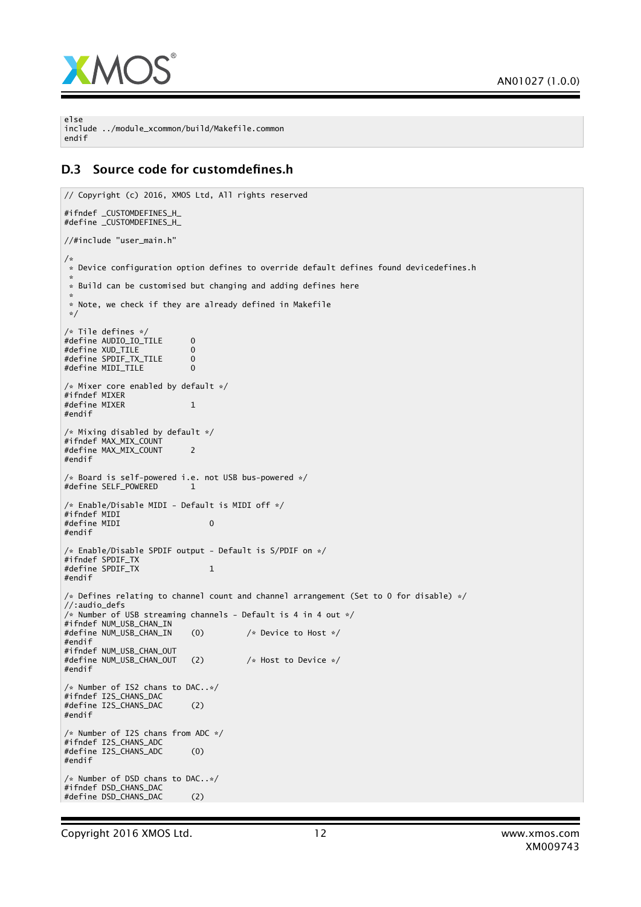```
else
include ../module_xcommon/build/Makefile.common
endif
```

### D.3 Source code for customdefines.h

```
// Copyright (c) 2016, XMOS Ltd, All rights reserved

#ifndef _CUSTOMDEFINES_H_
#define _CUSTOMDEFINES_H_

//#include "user_main.h"

/*
 * Device configuration option defines to override default defines found devicedefines.h
 *
 * Build can be customised but changing and adding defines here
 *
 * Note, we check if they are already defined in Makefile
 */

/* Tile defines */
#define AUDIO_IO_TILE      0
#define XUD_TILE           0
#define SPDIF_TX_TILE      0
#define MIDI_TILE          0

/* Mixer core enabled by default */
#ifndef MIXER
#define MIXER              1
#endif

/* Mixing disabled by default */
#ifndef MAX_MIX_COUNT
#define MAX_MIX_COUNT      2
#endif

/* Board is self-powered i.e. not USB bus-powered */
#define SELF_POWERED       1

/* Enable/Disable MIDI - Default is MIDI off */
#ifndef MIDI
#define MIDI                   0
#endif

/* Enable/Disable SPDIF output - Default is S/PDIF on */
#ifndef SPDIF_TX
#define SPDIF_TX               1
#endif

/* Defines relating to channel count and channel arrangement (Set to 0 for disable) */
//:audio_defs
/* Number of USB streaming channels - Default is 4 in 4 out */
#ifndef NUM_USB_CHAN_IN
#define NUM_USB_CHAN_IN     (0)         /* Device to Host */
#endif
#ifndef NUM_USB_CHAN_OUT
#define NUM_USB_CHAN_OUT    (2)         /* Host to Device */
#endif

/* Number of IS2 chans to DAC..*/
#ifndef I2S_CHANS_DAC
#define I2S_CHANS_DAC       (2)
#endif

/* Number of I2S chans from ADC */
#ifndef I2S_CHANS_ADC
#define I2S_CHANS_ADC       (0)
#endif

/* Number of DSD chans to DAC..*/
#ifndef DSD_CHANS_DAC
#define DSD_CHANS_DAC       (2)
```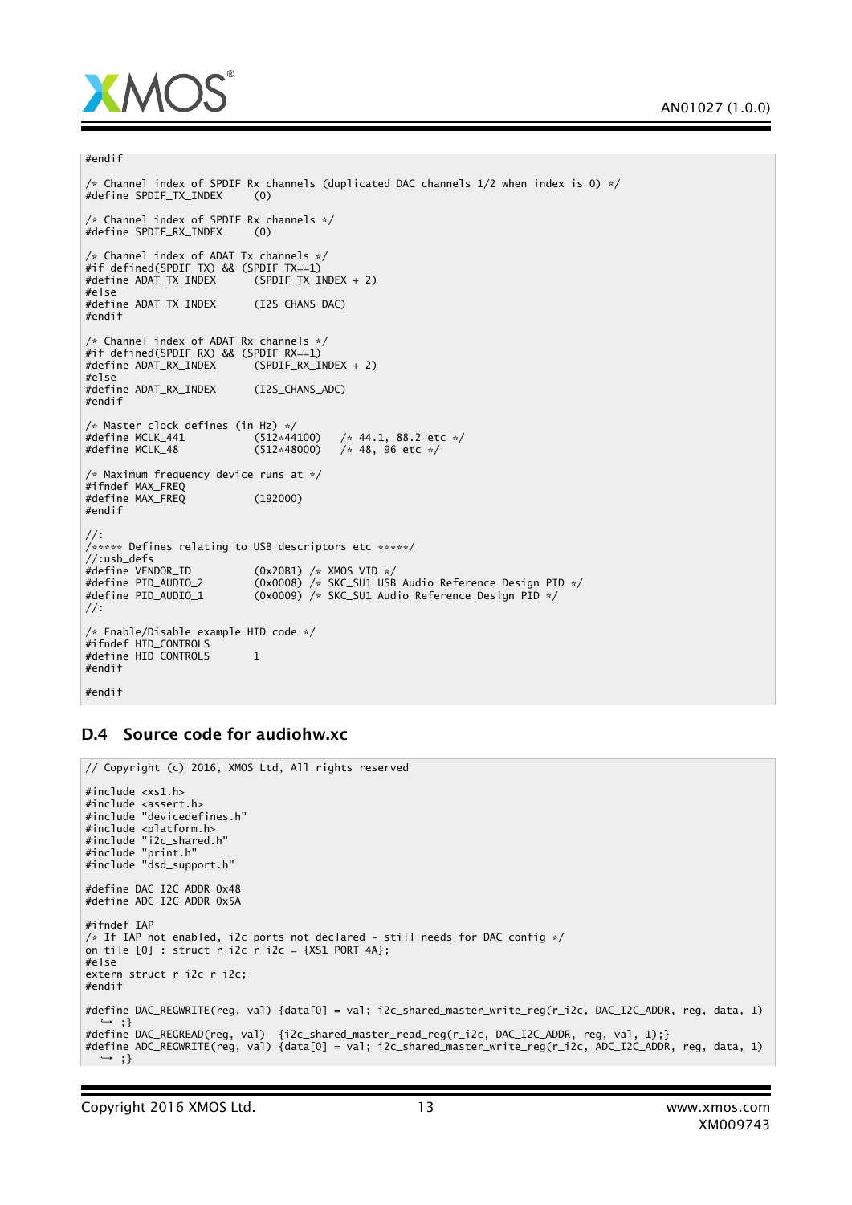```
#endif

/* Channel index of SPDIF Rx channels (duplicated DAC channels 1/2 when index is 0) */
#define SPDIF_TX_INDEX     (0)

/* Channel index of SPDIF Rx channels */
#define SPDIF_RX_INDEX     (0)

/* Channel index of ADAT Tx channels */
#if defined(SPDIF_TX) && (SPDIF_TX==1)
#define ADAT_TX_INDEX      (SPDIF_TX_INDEX + 2)
#else
#define ADAT_TX_INDEX      (I2S_CHANS_DAC)
#endif

/* Channel index of ADAT Rx channels */
#if defined(SPDIF_RX) && (SPDIF_RX==1)
#define ADAT_RX_INDEX      (SPDIF_RX_INDEX + 2)
#else
#define ADAT_RX_INDEX      (I2S_CHANS_ADC)
#endif

/* Master clock defines (in Hz) */
#define MCLK_441           (512*44100)   /* 44.1, 88.2 etc */
#define MCLK_48            (512*48000)   /* 48, 96 etc */

/* Maximum frequency device runs at */
#ifndef MAX_FREQ
#define MAX_FREQ           (192000)
#endif

//:
/***** Defines relating to USB descriptors etc *****/
//:usb_defs
#define VENDOR_ID          (0x20B1) /* XMOS VID */
#define PID_AUDIO_2        (0x0008) /* SKC_SU1 USB Audio Reference Design PID */
#define PID_AUDIO_1        (0x0009) /* SKC_SU1 Audio Reference Design PID */
//:

/* Enable/Disable example HID code */
#ifndef HID_CONTROLS
#define HID_CONTROLS       1
#endif

#endif
```

## D.4 Source code for audiohw.xc

```
// Copyright (c) 2016, XMOS Ltd, All rights reserved

#include <xs1.h>
#include <assert.h>
#include "devicedefines.h"
#include <platform.h>
#include "i2c_shared.h"
#include "print.h"
#include "dsd_support.h"

#define DAC_I2C_ADDR 0x48
#define ADC_I2C_ADDR 0x5A

#ifndef IAP
/* If IAP not enabled, i2c ports not declared - still needs for DAC config */
on tile [0] : struct r_i2c r_i2c = {XS1_PORT_4A};
#else
extern struct r_i2c r_i2c;
#endif

#define DAC_REGWRITE(reg, val) {data[0] = val; i2c_shared_master_write_reg(r_i2c, DAC_I2C_ADDR, reg, data, 1)
    ;}
#define DAC_REGREAD(reg, val)  {i2c_shared_master_read_reg(r_i2c, DAC_I2C_ADDR, reg, val, 1);}
#define ADC_REGWRITE(reg, val) {data[0] = val; i2c_shared_master_write_reg(r_i2c, ADC_I2C_ADDR, reg, data, 1)
    ;}
```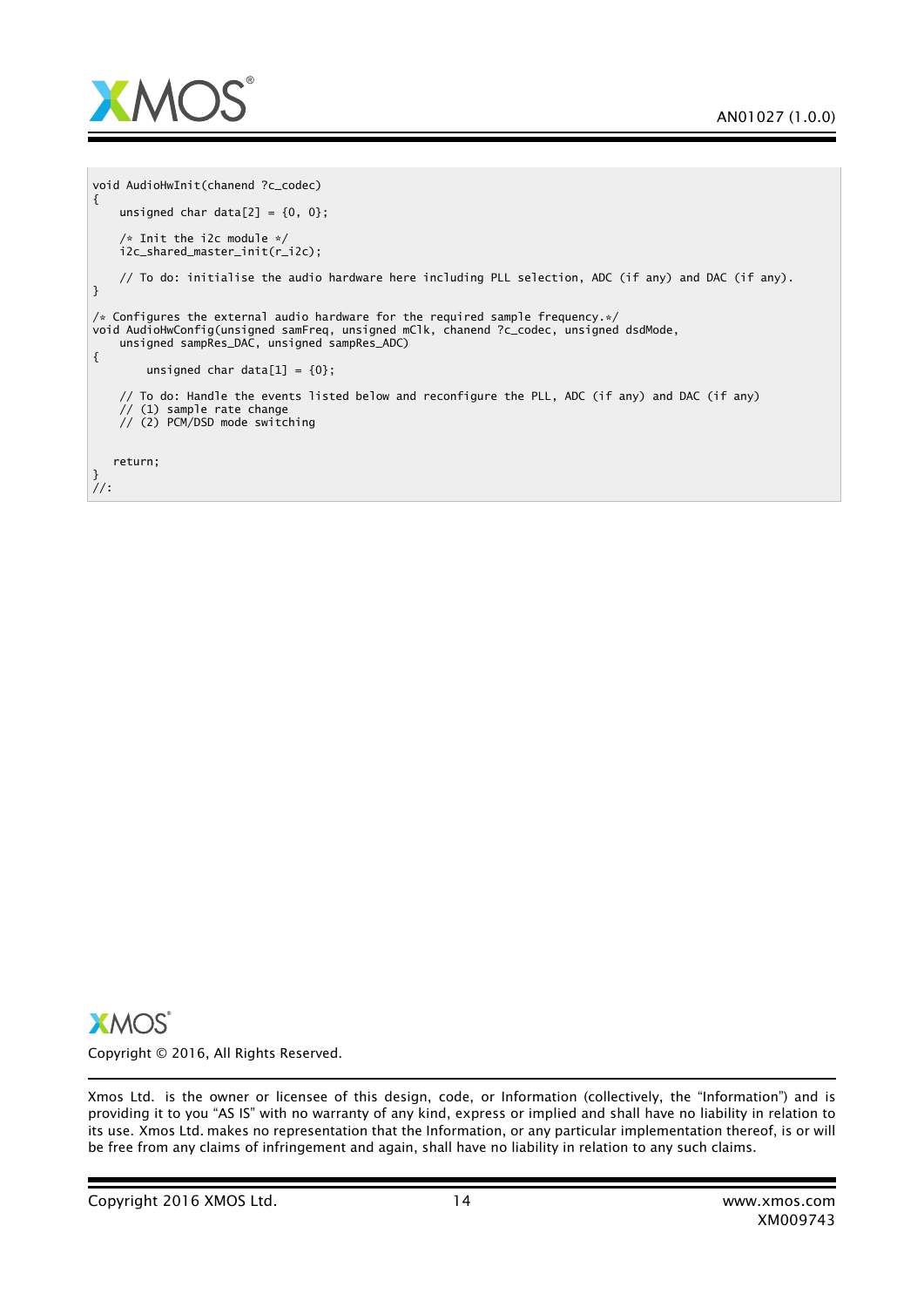```
void AudioHwInit(chanend ?c_codec)
{
    unsigned char data[2] = {0, 0};

    /* Init the i2c module */
    i2c_shared_master_init(r_i2c);

    // To do: initialise the audio hardware here including PLL selection, ADC (if any) and DAC (if any).
}

/* Configures the external audio hardware for the required sample frequency.*/
void AudioHwConfig(unsigned samFreq, unsigned mClk, chanend ?c_codec, unsigned dsdMode,
    unsigned sampRes_DAC, unsigned sampRes_ADC)
{
        unsigned char data[1] = {0};

    // To do: Handle the events listed below and reconfigure the PLL, ADC (if any) and DAC (if any)
    // (1) sample rate change
    // (2) PCM/DSD mode switching


   return;
}
//:
```

Copyright © 2016, All Rights Reserved.

Xmos Ltd. is the owner or licensee of this design, code, or Information (collectively, the "Information") and is providing it to you "AS IS" with no warranty of any kind, express or implied and shall have no liability in relation to its use. Xmos Ltd. makes no representation that the Information, or any particular implementation thereof, is or will be free from any claims of infringement and again, shall have no liability in relation to any such claims.